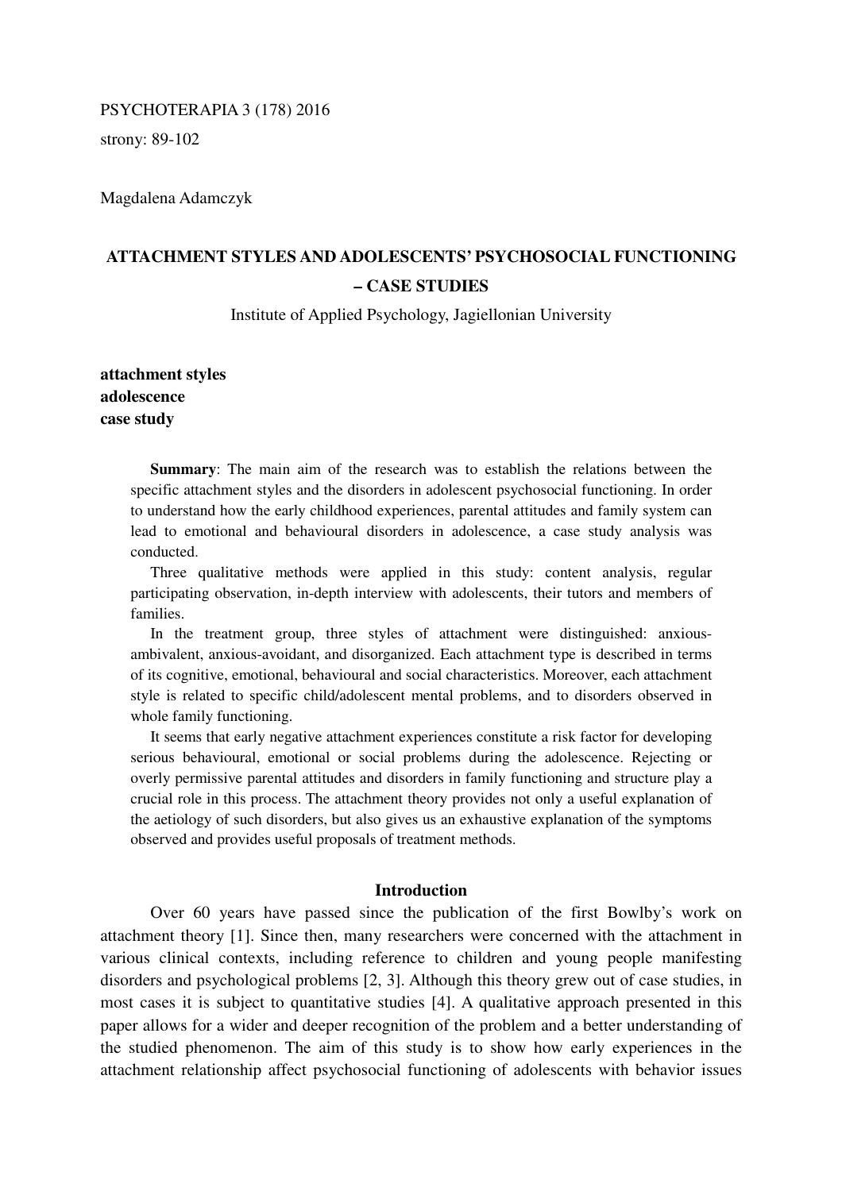PSYCHOTERAPIA 3 (178) 2016

strony: 89-102

Magdalena Adamczyk

# ATTACHMENT STYLES AND ADOLESCENTS' PSYCHOSOCIAL FUNCTIONING – CASE STUDIES

Institute of Applied Psychology, Jagiellonian University

**attachment styles**
**adolescence**
**case study**

**Summary**: The main aim of the research was to establish the relations between the specific attachment styles and the disorders in adolescent psychosocial functioning. In order to understand how the early childhood experiences, parental attitudes and family system can lead to emotional and behavioural disorders in adolescence, a case study analysis was conducted.

Three qualitative methods were applied in this study: content analysis, regular participating observation, in-depth interview with adolescents, their tutors and members of families.

In the treatment group, three styles of attachment were distinguished: anxious-ambivalent, anxious-avoidant, and disorganized. Each attachment type is described in terms of its cognitive, emotional, behavioural and social characteristics. Moreover, each attachment style is related to specific child/adolescent mental problems, and to disorders observed in whole family functioning.

It seems that early negative attachment experiences constitute a risk factor for developing serious behavioural, emotional or social problems during the adolescence. Rejecting or overly permissive parental attitudes and disorders in family functioning and structure play a crucial role in this process. The attachment theory provides not only a useful explanation of the aetiology of such disorders, but also gives us an exhaustive explanation of the symptoms observed and provides useful proposals of treatment methods.

## Introduction

Over 60 years have passed since the publication of the first Bowlby's work on attachment theory [1]. Since then, many researchers were concerned with the attachment in various clinical contexts, including reference to children and young people manifesting disorders and psychological problems [2, 3]. Although this theory grew out of case studies, in most cases it is subject to quantitative studies [4]. A qualitative approach presented in this paper allows for a wider and deeper recognition of the problem and a better understanding of the studied phenomenon. The aim of this study is to show how early experiences in the attachment relationship affect psychosocial functioning of adolescents with behavior issues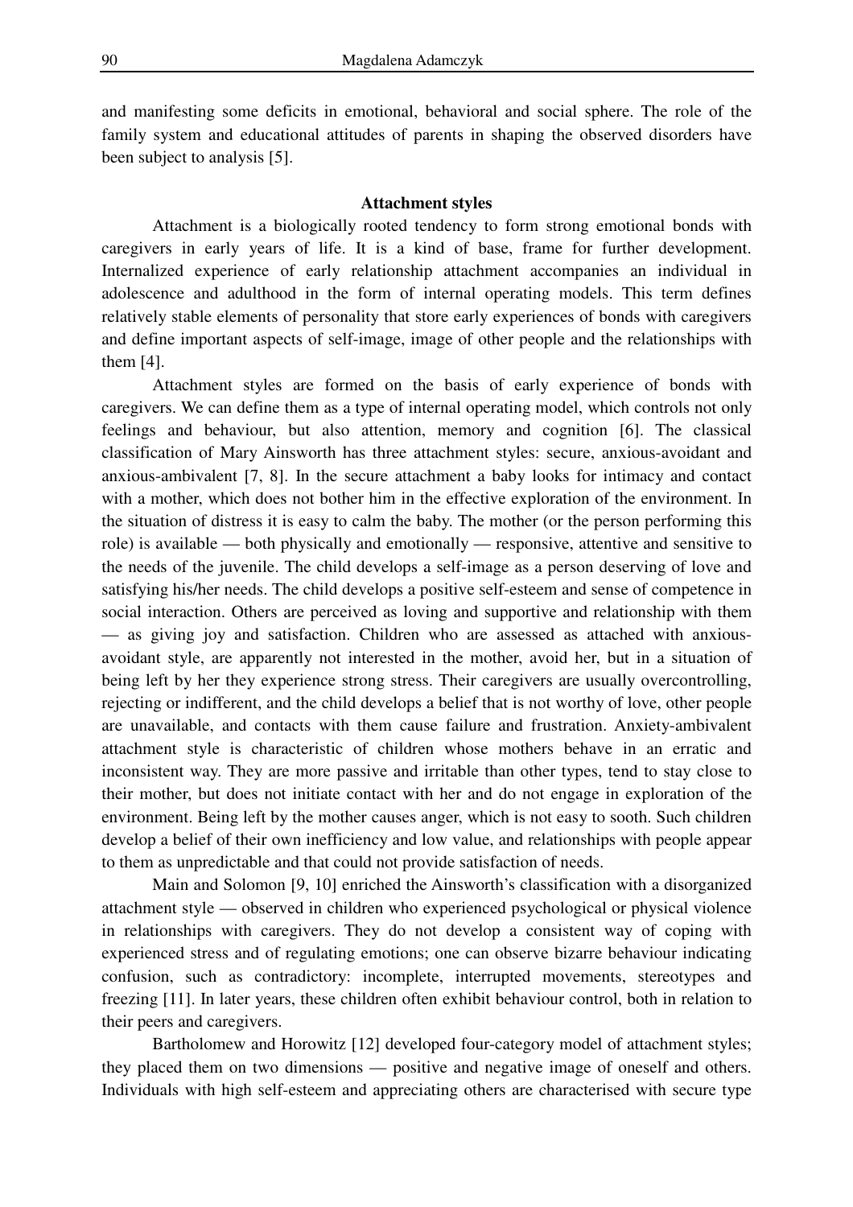and manifesting some deficits in emotional, behavioral and social sphere. The role of the family system and educational attitudes of parents in shaping the observed disorders have been subject to analysis [5].

## Attachment styles

Attachment is a biologically rooted tendency to form strong emotional bonds with caregivers in early years of life. It is a kind of base, frame for further development. Internalized experience of early relationship attachment accompanies an individual in adolescence and adulthood in the form of internal operating models. This term defines relatively stable elements of personality that store early experiences of bonds with caregivers and define important aspects of self-image, image of other people and the relationships with them [4].

Attachment styles are formed on the basis of early experience of bonds with caregivers. We can define them as a type of internal operating model, which controls not only feelings and behaviour, but also attention, memory and cognition [6]. The classical classification of Mary Ainsworth has three attachment styles: secure, anxious-avoidant and anxious-ambivalent [7, 8]. In the secure attachment a baby looks for intimacy and contact with a mother, which does not bother him in the effective exploration of the environment. In the situation of distress it is easy to calm the baby. The mother (or the person performing this role) is available — both physically and emotionally — responsive, attentive and sensitive to the needs of the juvenile. The child develops a self-image as a person deserving of love and satisfying his/her needs. The child develops a positive self-esteem and sense of competence in social interaction. Others are perceived as loving and supportive and relationship with them — as giving joy and satisfaction. Children who are assessed as attached with anxious-avoidant style, are apparently not interested in the mother, avoid her, but in a situation of being left by her they experience strong stress. Their caregivers are usually overcontrolling, rejecting or indifferent, and the child develops a belief that is not worthy of love, other people are unavailable, and contacts with them cause failure and frustration. Anxiety-ambivalent attachment style is characteristic of children whose mothers behave in an erratic and inconsistent way. They are more passive and irritable than other types, tend to stay close to their mother, but does not initiate contact with her and do not engage in exploration of the environment. Being left by the mother causes anger, which is not easy to sooth. Such children develop a belief of their own inefficiency and low value, and relationships with people appear to them as unpredictable and that could not provide satisfaction of needs.

Main and Solomon [9, 10] enriched the Ainsworth's classification with a disorganized attachment style — observed in children who experienced psychological or physical violence in relationships with caregivers. They do not develop a consistent way of coping with experienced stress and of regulating emotions; one can observe bizarre behaviour indicating confusion, such as contradictory: incomplete, interrupted movements, stereotypes and freezing [11]. In later years, these children often exhibit behaviour control, both in relation to their peers and caregivers.

Bartholomew and Horowitz [12] developed four-category model of attachment styles; they placed them on two dimensions — positive and negative image of oneself and others. Individuals with high self-esteem and appreciating others are characterised with secure type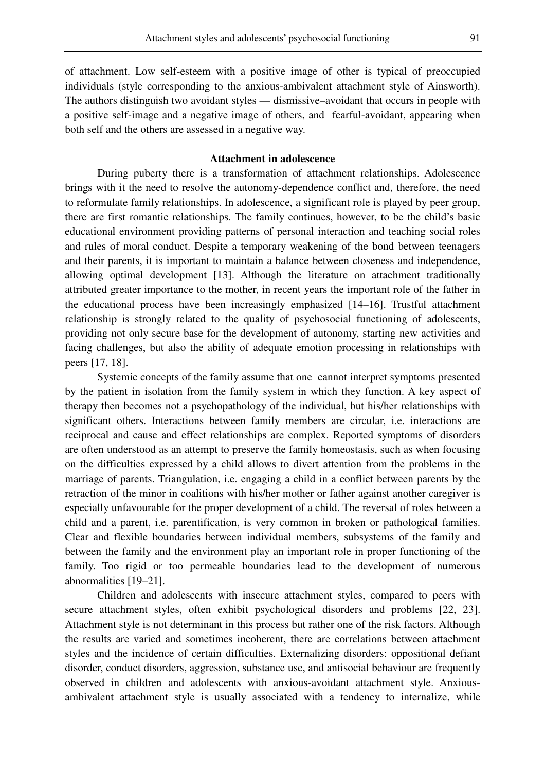of attachment. Low self-esteem with a positive image of other is typical of preoccupied individuals (style corresponding to the anxious-ambivalent attachment style of Ainsworth). The authors distinguish two avoidant styles — dismissive–avoidant that occurs in people with a positive self-image and a negative image of others, and fearful-avoidant, appearing when both self and the others are assessed in a negative way.

## Attachment in adolescence

During puberty there is a transformation of attachment relationships. Adolescence brings with it the need to resolve the autonomy-dependence conflict and, therefore, the need to reformulate family relationships. In adolescence, a significant role is played by peer group, there are first romantic relationships. The family continues, however, to be the child's basic educational environment providing patterns of personal interaction and teaching social roles and rules of moral conduct. Despite a temporary weakening of the bond between teenagers and their parents, it is important to maintain a balance between closeness and independence, allowing optimal development [13]. Although the literature on attachment traditionally attributed greater importance to the mother, in recent years the important role of the father in the educational process have been increasingly emphasized [14–16]. Trustful attachment relationship is strongly related to the quality of psychosocial functioning of adolescents, providing not only secure base for the development of autonomy, starting new activities and facing challenges, but also the ability of adequate emotion processing in relationships with peers [17, 18].

Systemic concepts of the family assume that one cannot interpret symptoms presented by the patient in isolation from the family system in which they function. A key aspect of therapy then becomes not a psychopathology of the individual, but his/her relationships with significant others. Interactions between family members are circular, i.e. interactions are reciprocal and cause and effect relationships are complex. Reported symptoms of disorders are often understood as an attempt to preserve the family homeostasis, such as when focusing on the difficulties expressed by a child allows to divert attention from the problems in the marriage of parents. Triangulation, i.e. engaging a child in a conflict between parents by the retraction of the minor in coalitions with his/her mother or father against another caregiver is especially unfavourable for the proper development of a child. The reversal of roles between a child and a parent, i.e. parentification, is very common in broken or pathological families. Clear and flexible boundaries between individual members, subsystems of the family and between the family and the environment play an important role in proper functioning of the family. Too rigid or too permeable boundaries lead to the development of numerous abnormalities [19–21].

Children and adolescents with insecure attachment styles, compared to peers with secure attachment styles, often exhibit psychological disorders and problems [22, 23]. Attachment style is not determinant in this process but rather one of the risk factors. Although the results are varied and sometimes incoherent, there are correlations between attachment styles and the incidence of certain difficulties. Externalizing disorders: oppositional defiant disorder, conduct disorders, aggression, substance use, and antisocial behaviour are frequently observed in children and adolescents with anxious-avoidant attachment style. Anxious-ambivalent attachment style is usually associated with a tendency to internalize, while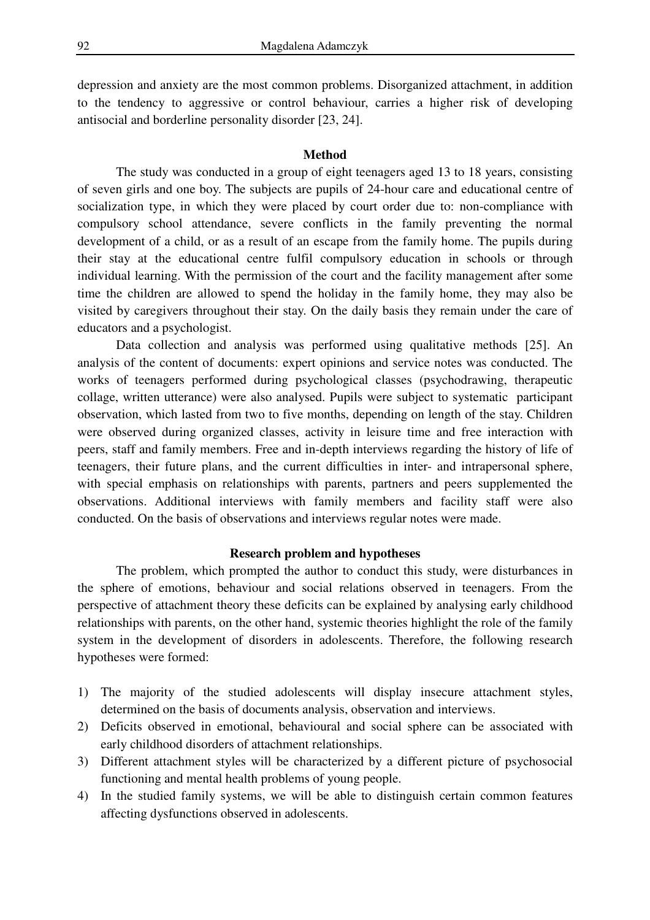depression and anxiety are the most common problems. Disorganized attachment, in addition to the tendency to aggressive or control behaviour, carries a higher risk of developing antisocial and borderline personality disorder [23, 24].

## Method

The study was conducted in a group of eight teenagers aged 13 to 18 years, consisting of seven girls and one boy. The subjects are pupils of 24-hour care and educational centre of socialization type, in which they were placed by court order due to: non-compliance with compulsory school attendance, severe conflicts in the family preventing the normal development of a child, or as a result of an escape from the family home. The pupils during their stay at the educational centre fulfil compulsory education in schools or through individual learning. With the permission of the court and the facility management after some time the children are allowed to spend the holiday in the family home, they may also be visited by caregivers throughout their stay. On the daily basis they remain under the care of educators and a psychologist.

Data collection and analysis was performed using qualitative methods [25]. An analysis of the content of documents: expert opinions and service notes was conducted. The works of teenagers performed during psychological classes (psychodrawing, therapeutic collage, written utterance) were also analysed. Pupils were subject to systematic participant observation, which lasted from two to five months, depending on length of the stay. Children were observed during organized classes, activity in leisure time and free interaction with peers, staff and family members. Free and in-depth interviews regarding the history of life of teenagers, their future plans, and the current difficulties in inter- and intrapersonal sphere, with special emphasis on relationships with parents, partners and peers supplemented the observations. Additional interviews with family members and facility staff were also conducted. On the basis of observations and interviews regular notes were made.

## Research problem and hypotheses

The problem, which prompted the author to conduct this study, were disturbances in the sphere of emotions, behaviour and social relations observed in teenagers. From the perspective of attachment theory these deficits can be explained by analysing early childhood relationships with parents, on the other hand, systemic theories highlight the role of the family system in the development of disorders in adolescents. Therefore, the following research hypotheses were formed:

1) The majority of the studied adolescents will display insecure attachment styles, determined on the basis of documents analysis, observation and interviews.
2) Deficits observed in emotional, behavioural and social sphere can be associated with early childhood disorders of attachment relationships.
3) Different attachment styles will be characterized by a different picture of psychosocial functioning and mental health problems of young people.
4) In the studied family systems, we will be able to distinguish certain common features affecting dysfunctions observed in adolescents.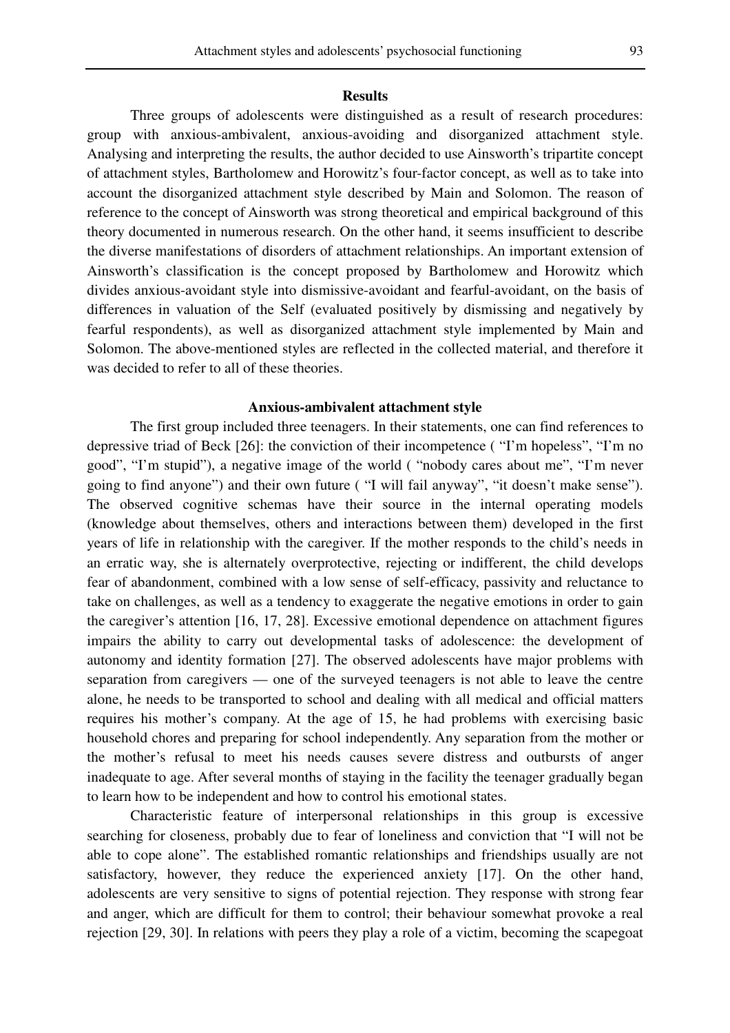## Results

Three groups of adolescents were distinguished as a result of research procedures: group with anxious-ambivalent, anxious-avoiding and disorganized attachment style. Analysing and interpreting the results, the author decided to use Ainsworth's tripartite concept of attachment styles, Bartholomew and Horowitz's four-factor concept, as well as to take into account the disorganized attachment style described by Main and Solomon. The reason of reference to the concept of Ainsworth was strong theoretical and empirical background of this theory documented in numerous research. On the other hand, it seems insufficient to describe the diverse manifestations of disorders of attachment relationships. An important extension of Ainsworth's classification is the concept proposed by Bartholomew and Horowitz which divides anxious-avoidant style into dismissive-avoidant and fearful-avoidant, on the basis of differences in valuation of the Self (evaluated positively by dismissing and negatively by fearful respondents), as well as disorganized attachment style implemented by Main and Solomon. The above-mentioned styles are reflected in the collected material, and therefore it was decided to refer to all of these theories.

### Anxious-ambivalent attachment style

The first group included three teenagers. In their statements, one can find references to depressive triad of Beck [26]: the conviction of their incompetence ( "I'm hopeless", "I'm no good", "I'm stupid"), a negative image of the world ( "nobody cares about me", "I'm never going to find anyone") and their own future ( "I will fail anyway", "it doesn't make sense"). The observed cognitive schemas have their source in the internal operating models (knowledge about themselves, others and interactions between them) developed in the first years of life in relationship with the caregiver. If the mother responds to the child's needs in an erratic way, she is alternately overprotective, rejecting or indifferent, the child develops fear of abandonment, combined with a low sense of self-efficacy, passivity and reluctance to take on challenges, as well as a tendency to exaggerate the negative emotions in order to gain the caregiver's attention [16, 17, 28]. Excessive emotional dependence on attachment figures impairs the ability to carry out developmental tasks of adolescence: the development of autonomy and identity formation [27]. The observed adolescents have major problems with separation from caregivers — one of the surveyed teenagers is not able to leave the centre alone, he needs to be transported to school and dealing with all medical and official matters requires his mother's company. At the age of 15, he had problems with exercising basic household chores and preparing for school independently. Any separation from the mother or the mother's refusal to meet his needs causes severe distress and outbursts of anger inadequate to age. After several months of staying in the facility the teenager gradually began to learn how to be independent and how to control his emotional states.

Characteristic feature of interpersonal relationships in this group is excessive searching for closeness, probably due to fear of loneliness and conviction that "I will not be able to cope alone". The established romantic relationships and friendships usually are not satisfactory, however, they reduce the experienced anxiety [17]. On the other hand, adolescents are very sensitive to signs of potential rejection. They response with strong fear and anger, which are difficult for them to control; their behaviour somewhat provoke a real rejection [29, 30]. In relations with peers they play a role of a victim, becoming the scapegoat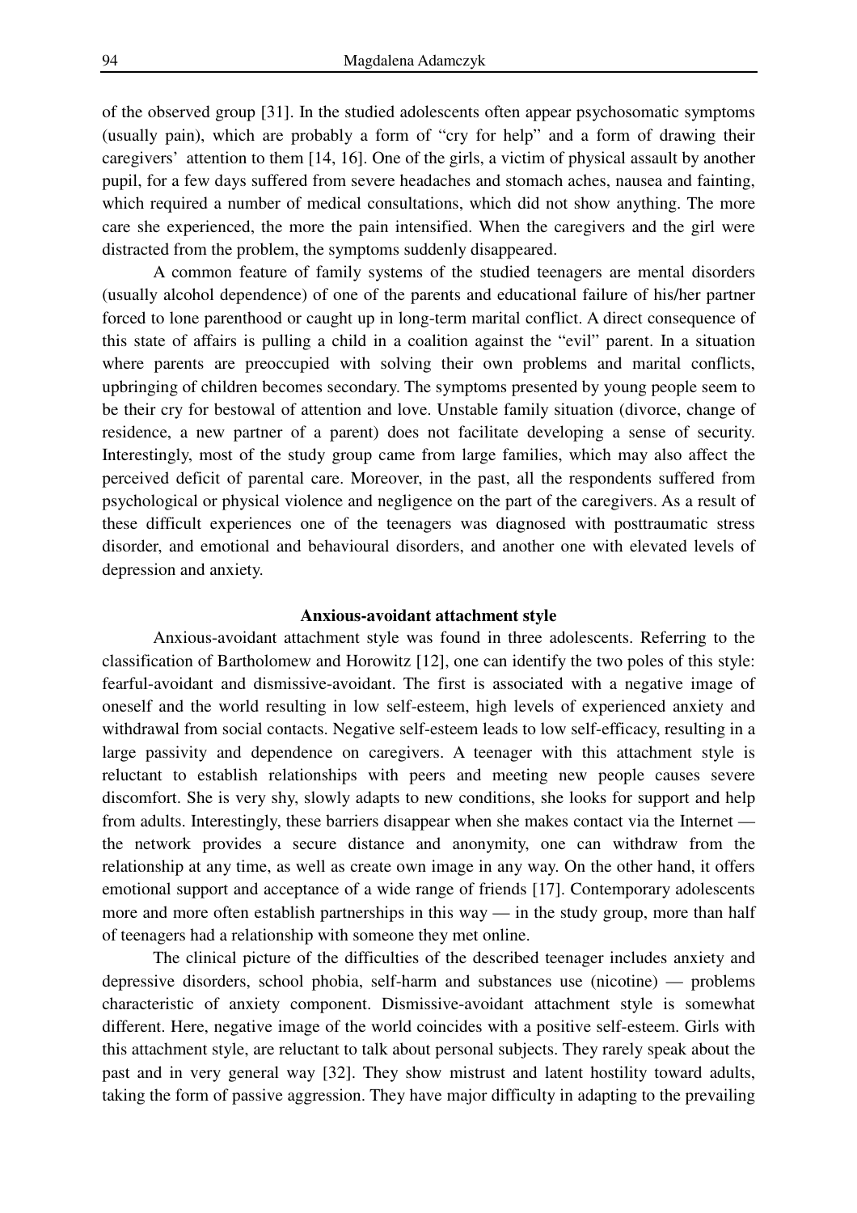of the observed group [31]. In the studied adolescents often appear psychosomatic symptoms (usually pain), which are probably a form of "cry for help" and a form of drawing their caregivers' attention to them [14, 16]. One of the girls, a victim of physical assault by another pupil, for a few days suffered from severe headaches and stomach aches, nausea and fainting, which required a number of medical consultations, which did not show anything. The more care she experienced, the more the pain intensified. When the caregivers and the girl were distracted from the problem, the symptoms suddenly disappeared.

A common feature of family systems of the studied teenagers are mental disorders (usually alcohol dependence) of one of the parents and educational failure of his/her partner forced to lone parenthood or caught up in long-term marital conflict. A direct consequence of this state of affairs is pulling a child in a coalition against the "evil" parent. In a situation where parents are preoccupied with solving their own problems and marital conflicts, upbringing of children becomes secondary. The symptoms presented by young people seem to be their cry for bestowal of attention and love. Unstable family situation (divorce, change of residence, a new partner of a parent) does not facilitate developing a sense of security. Interestingly, most of the study group came from large families, which may also affect the perceived deficit of parental care. Moreover, in the past, all the respondents suffered from psychological or physical violence and negligence on the part of the caregivers. As a result of these difficult experiences one of the teenagers was diagnosed with posttraumatic stress disorder, and emotional and behavioural disorders, and another one with elevated levels of depression and anxiety.

## Anxious-avoidant attachment style

Anxious-avoidant attachment style was found in three adolescents. Referring to the classification of Bartholomew and Horowitz [12], one can identify the two poles of this style: fearful-avoidant and dismissive-avoidant. The first is associated with a negative image of oneself and the world resulting in low self-esteem, high levels of experienced anxiety and withdrawal from social contacts. Negative self-esteem leads to low self-efficacy, resulting in a large passivity and dependence on caregivers. A teenager with this attachment style is reluctant to establish relationships with peers and meeting new people causes severe discomfort. She is very shy, slowly adapts to new conditions, she looks for support and help from adults. Interestingly, these barriers disappear when she makes contact via the Internet — the network provides a secure distance and anonymity, one can withdraw from the relationship at any time, as well as create own image in any way. On the other hand, it offers emotional support and acceptance of a wide range of friends [17]. Contemporary adolescents more and more often establish partnerships in this way — in the study group, more than half of teenagers had a relationship with someone they met online.

The clinical picture of the difficulties of the described teenager includes anxiety and depressive disorders, school phobia, self-harm and substances use (nicotine) — problems characteristic of anxiety component. Dismissive-avoidant attachment style is somewhat different. Here, negative image of the world coincides with a positive self-esteem. Girls with this attachment style, are reluctant to talk about personal subjects. They rarely speak about the past and in very general way [32]. They show mistrust and latent hostility toward adults, taking the form of passive aggression. They have major difficulty in adapting to the prevailing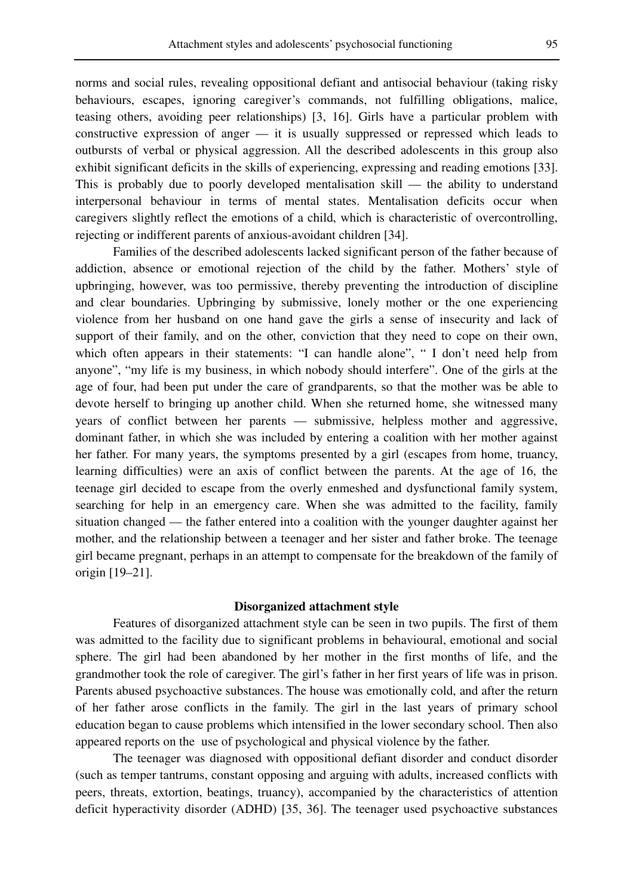norms and social rules, revealing oppositional defiant and antisocial behaviour (taking risky behaviours, escapes, ignoring caregiver's commands, not fulfilling obligations, malice, teasing others, avoiding peer relationships) [3, 16]. Girls have a particular problem with constructive expression of anger — it is usually suppressed or repressed which leads to outbursts of verbal or physical aggression. All the described adolescents in this group also exhibit significant deficits in the skills of experiencing, expressing and reading emotions [33]. This is probably due to poorly developed mentalisation skill — the ability to understand interpersonal behaviour in terms of mental states. Mentalisation deficits occur when caregivers slightly reflect the emotions of a child, which is characteristic of overcontrolling, rejecting or indifferent parents of anxious-avoidant children [34].

Families of the described adolescents lacked significant person of the father because of addiction, absence or emotional rejection of the child by the father. Mothers' style of upbringing, however, was too permissive, thereby preventing the introduction of discipline and clear boundaries. Upbringing by submissive, lonely mother or the one experiencing violence from her husband on one hand gave the girls a sense of insecurity and lack of support of their family, and on the other, conviction that they need to cope on their own, which often appears in their statements: "I can handle alone", " I don't need help from anyone", "my life is my business, in which nobody should interfere". One of the girls at the age of four, had been put under the care of grandparents, so that the mother was be able to devote herself to bringing up another child. When she returned home, she witnessed many years of conflict between her parents — submissive, helpless mother and aggressive, dominant father, in which she was included by entering a coalition with her mother against her father. For many years, the symptoms presented by a girl (escapes from home, truancy, learning difficulties) were an axis of conflict between the parents. At the age of 16, the teenage girl decided to escape from the overly enmeshed and dysfunctional family system, searching for help in an emergency care. When she was admitted to the facility, family situation changed — the father entered into a coalition with the younger daughter against her mother, and the relationship between a teenager and her sister and father broke. The teenage girl became pregnant, perhaps in an attempt to compensate for the breakdown of the family of origin [19–21].

### Disorganized attachment style

Features of disorganized attachment style can be seen in two pupils. The first of them was admitted to the facility due to significant problems in behavioural, emotional and social sphere. The girl had been abandoned by her mother in the first months of life, and the grandmother took the role of caregiver. The girl's father in her first years of life was in prison. Parents abused psychoactive substances. The house was emotionally cold, and after the return of her father arose conflicts in the family. The girl in the last years of primary school education began to cause problems which intensified in the lower secondary school. Then also appeared reports on the use of psychological and physical violence by the father.

The teenager was diagnosed with oppositional defiant disorder and conduct disorder (such as temper tantrums, constant opposing and arguing with adults, increased conflicts with peers, threats, extortion, beatings, truancy), accompanied by the characteristics of attention deficit hyperactivity disorder (ADHD) [35, 36]. The teenager used psychoactive substances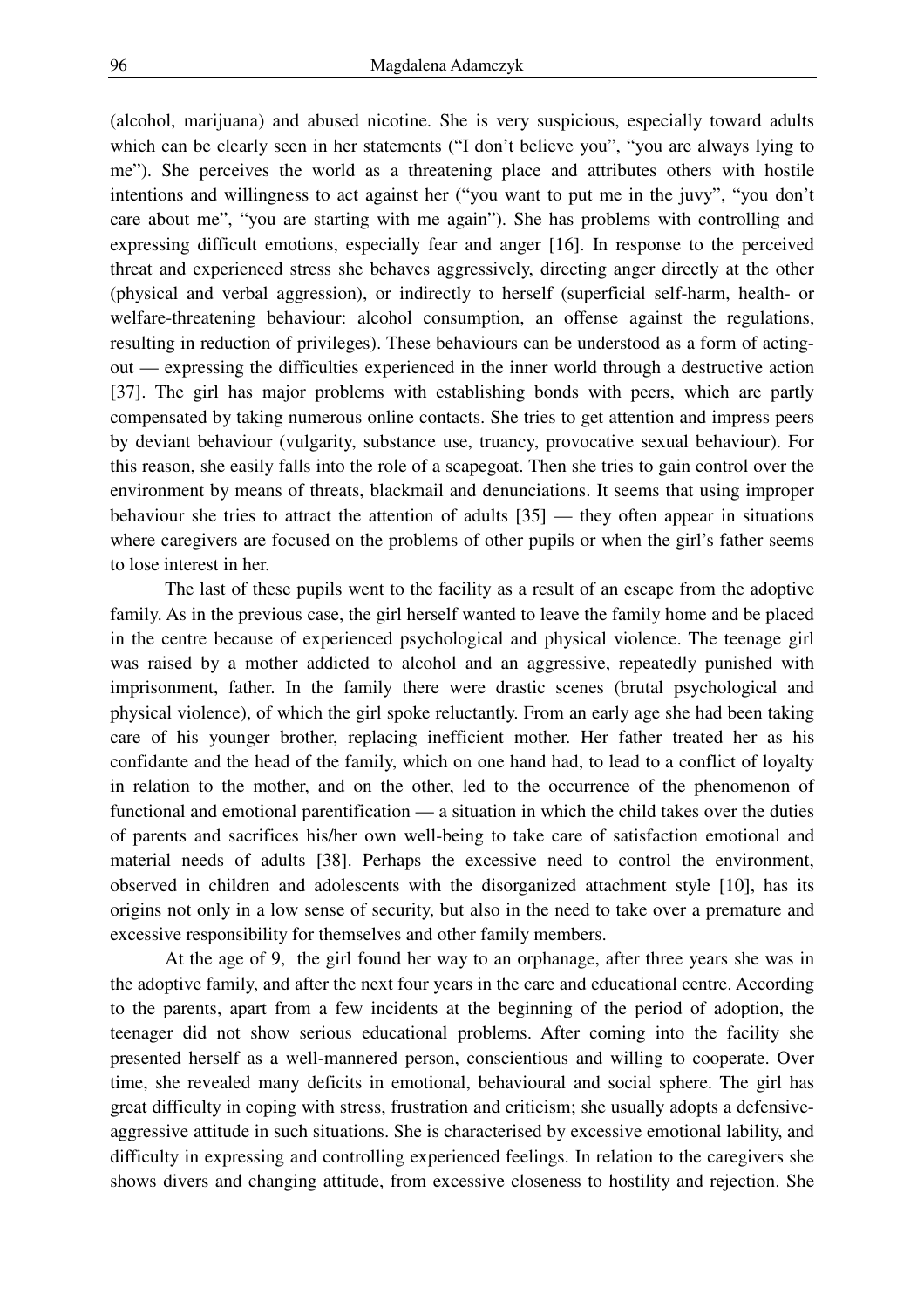(alcohol, marijuana) and abused nicotine. She is very suspicious, especially toward adults which can be clearly seen in her statements ("I don't believe you", "you are always lying to me"). She perceives the world as a threatening place and attributes others with hostile intentions and willingness to act against her ("you want to put me in the juvy", "you don't care about me", "you are starting with me again"). She has problems with controlling and expressing difficult emotions, especially fear and anger [16]. In response to the perceived threat and experienced stress she behaves aggressively, directing anger directly at the other (physical and verbal aggression), or indirectly to herself (superficial self-harm, health- or welfare-threatening behaviour: alcohol consumption, an offense against the regulations, resulting in reduction of privileges). These behaviours can be understood as a form of acting-out — expressing the difficulties experienced in the inner world through a destructive action [37]. The girl has major problems with establishing bonds with peers, which are partly compensated by taking numerous online contacts. She tries to get attention and impress peers by deviant behaviour (vulgarity, substance use, truancy, provocative sexual behaviour). For this reason, she easily falls into the role of a scapegoat. Then she tries to gain control over the environment by means of threats, blackmail and denunciations. It seems that using improper behaviour she tries to attract the attention of adults [35] — they often appear in situations where caregivers are focused on the problems of other pupils or when the girl's father seems to lose interest in her.

The last of these pupils went to the facility as a result of an escape from the adoptive family. As in the previous case, the girl herself wanted to leave the family home and be placed in the centre because of experienced psychological and physical violence. The teenage girl was raised by a mother addicted to alcohol and an aggressive, repeatedly punished with imprisonment, father. In the family there were drastic scenes (brutal psychological and physical violence), of which the girl spoke reluctantly. From an early age she had been taking care of his younger brother, replacing inefficient mother. Her father treated her as his confidante and the head of the family, which on one hand had, to lead to a conflict of loyalty in relation to the mother, and on the other, led to the occurrence of the phenomenon of functional and emotional parentification — a situation in which the child takes over the duties of parents and sacrifices his/her own well-being to take care of satisfaction emotional and material needs of adults [38]. Perhaps the excessive need to control the environment, observed in children and adolescents with the disorganized attachment style [10], has its origins not only in a low sense of security, but also in the need to take over a premature and excessive responsibility for themselves and other family members.

At the age of 9, the girl found her way to an orphanage, after three years she was in the adoptive family, and after the next four years in the care and educational centre. According to the parents, apart from a few incidents at the beginning of the period of adoption, the teenager did not show serious educational problems. After coming into the facility she presented herself as a well-mannered person, conscientious and willing to cooperate. Over time, she revealed many deficits in emotional, behavioural and social sphere. The girl has great difficulty in coping with stress, frustration and criticism; she usually adopts a defensive-aggressive attitude in such situations. She is characterised by excessive emotional lability, and difficulty in expressing and controlling experienced feelings. In relation to the caregivers she shows divers and changing attitude, from excessive closeness to hostility and rejection. She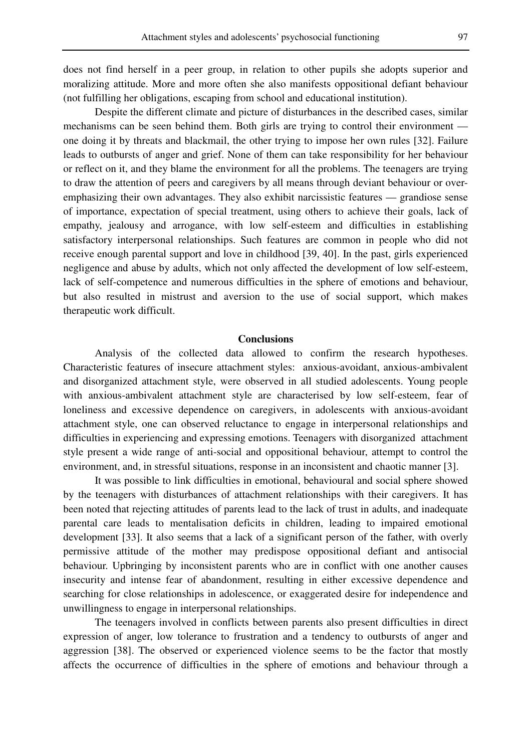does not find herself in a peer group, in relation to other pupils she adopts superior and moralizing attitude. More and more often she also manifests oppositional defiant behaviour (not fulfilling her obligations, escaping from school and educational institution).

Despite the different climate and picture of disturbances in the described cases, similar mechanisms can be seen behind them. Both girls are trying to control their environment — one doing it by threats and blackmail, the other trying to impose her own rules [32]. Failure leads to outbursts of anger and grief. None of them can take responsibility for her behaviour or reflect on it, and they blame the environment for all the problems. The teenagers are trying to draw the attention of peers and caregivers by all means through deviant behaviour or over-emphasizing their own advantages. They also exhibit narcissistic features — grandiose sense of importance, expectation of special treatment, using others to achieve their goals, lack of empathy, jealousy and arrogance, with low self-esteem and difficulties in establishing satisfactory interpersonal relationships. Such features are common in people who did not receive enough parental support and love in childhood [39, 40]. In the past, girls experienced negligence and abuse by adults, which not only affected the development of low self-esteem, lack of self-competence and numerous difficulties in the sphere of emotions and behaviour, but also resulted in mistrust and aversion to the use of social support, which makes therapeutic work difficult.

## Conclusions

Analysis of the collected data allowed to confirm the research hypotheses. Characteristic features of insecure attachment styles: anxious-avoidant, anxious-ambivalent and disorganized attachment style, were observed in all studied adolescents. Young people with anxious-ambivalent attachment style are characterised by low self-esteem, fear of loneliness and excessive dependence on caregivers, in adolescents with anxious-avoidant attachment style, one can observed reluctance to engage in interpersonal relationships and difficulties in experiencing and expressing emotions. Teenagers with disorganized attachment style present a wide range of anti-social and oppositional behaviour, attempt to control the environment, and, in stressful situations, response in an inconsistent and chaotic manner [3].

It was possible to link difficulties in emotional, behavioural and social sphere showed by the teenagers with disturbances of attachment relationships with their caregivers. It has been noted that rejecting attitudes of parents lead to the lack of trust in adults, and inadequate parental care leads to mentalisation deficits in children, leading to impaired emotional development [33]. It also seems that a lack of a significant person of the father, with overly permissive attitude of the mother may predispose oppositional defiant and antisocial behaviour. Upbringing by inconsistent parents who are in conflict with one another causes insecurity and intense fear of abandonment, resulting in either excessive dependence and searching for close relationships in adolescence, or exaggerated desire for independence and unwillingness to engage in interpersonal relationships.

The teenagers involved in conflicts between parents also present difficulties in direct expression of anger, low tolerance to frustration and a tendency to outbursts of anger and aggression [38]. The observed or experienced violence seems to be the factor that mostly affects the occurrence of difficulties in the sphere of emotions and behaviour through a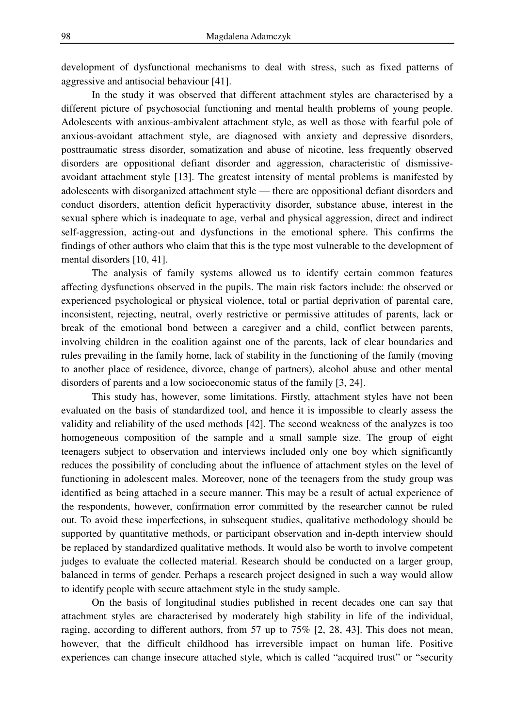development of dysfunctional mechanisms to deal with stress, such as fixed patterns of aggressive and antisocial behaviour [41].

In the study it was observed that different attachment styles are characterised by a different picture of psychosocial functioning and mental health problems of young people. Adolescents with anxious-ambivalent attachment style, as well as those with fearful pole of anxious-avoidant attachment style, are diagnosed with anxiety and depressive disorders, posttraumatic stress disorder, somatization and abuse of nicotine, less frequently observed disorders are oppositional defiant disorder and aggression, characteristic of dismissive-avoidant attachment style [13]. The greatest intensity of mental problems is manifested by adolescents with disorganized attachment style — there are oppositional defiant disorders and conduct disorders, attention deficit hyperactivity disorder, substance abuse, interest in the sexual sphere which is inadequate to age, verbal and physical aggression, direct and indirect self-aggression, acting-out and dysfunctions in the emotional sphere. This confirms the findings of other authors who claim that this is the type most vulnerable to the development of mental disorders [10, 41].

The analysis of family systems allowed us to identify certain common features affecting dysfunctions observed in the pupils. The main risk factors include: the observed or experienced psychological or physical violence, total or partial deprivation of parental care, inconsistent, rejecting, neutral, overly restrictive or permissive attitudes of parents, lack or break of the emotional bond between a caregiver and a child, conflict between parents, involving children in the coalition against one of the parents, lack of clear boundaries and rules prevailing in the family home, lack of stability in the functioning of the family (moving to another place of residence, divorce, change of partners), alcohol abuse and other mental disorders of parents and a low socioeconomic status of the family [3, 24].

This study has, however, some limitations. Firstly, attachment styles have not been evaluated on the basis of standardized tool, and hence it is impossible to clearly assess the validity and reliability of the used methods [42]. The second weakness of the analyzes is too homogeneous composition of the sample and a small sample size. The group of eight teenagers subject to observation and interviews included only one boy which significantly reduces the possibility of concluding about the influence of attachment styles on the level of functioning in adolescent males. Moreover, none of the teenagers from the study group was identified as being attached in a secure manner. This may be a result of actual experience of the respondents, however, confirmation error committed by the researcher cannot be ruled out. To avoid these imperfections, in subsequent studies, qualitative methodology should be supported by quantitative methods, or participant observation and in-depth interview should be replaced by standardized qualitative methods. It would also be worth to involve competent judges to evaluate the collected material. Research should be conducted on a larger group, balanced in terms of gender. Perhaps a research project designed in such a way would allow to identify people with secure attachment style in the study sample.

On the basis of longitudinal studies published in recent decades one can say that attachment styles are characterised by moderately high stability in life of the individual, raging, according to different authors, from 57 up to 75% [2, 28, 43]. This does not mean, however, that the difficult childhood has irreversible impact on human life. Positive experiences can change insecure attached style, which is called "acquired trust" or "security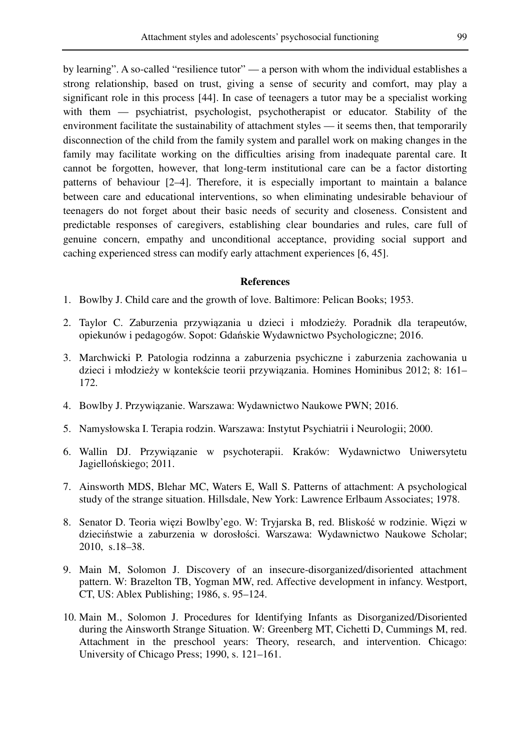by learning". A so-called "resilience tutor" — a person with whom the individual establishes a strong relationship, based on trust, giving a sense of security and comfort, may play a significant role in this process [44]. In case of teenagers a tutor may be a specialist working with them — psychiatrist, psychologist, psychotherapist or educator. Stability of the environment facilitate the sustainability of attachment styles — it seems then, that temporarily disconnection of the child from the family system and parallel work on making changes in the family may facilitate working on the difficulties arising from inadequate parental care. It cannot be forgotten, however, that long-term institutional care can be a factor distorting patterns of behaviour [2–4]. Therefore, it is especially important to maintain a balance between care and educational interventions, so when eliminating undesirable behaviour of teenagers do not forget about their basic needs of security and closeness. Consistent and predictable responses of caregivers, establishing clear boundaries and rules, care full of genuine concern, empathy and unconditional acceptance, providing social support and caching experienced stress can modify early attachment experiences [6, 45].

## References

1. Bowlby J. Child care and the growth of love. Baltimore: Pelican Books; 1953.
2. Taylor C. Zaburzenia przywiązania u dzieci i młodzieży. Poradnik dla terapeutów, opiekunów i pedagogów. Sopot: Gdańskie Wydawnictwo Psychologiczne; 2016.
3. Marchwicki P. Patologia rodzinna a zaburzenia psychiczne i zaburzenia zachowania u dzieci i młodzieży w kontekście teorii przywiązania. Homines Hominibus 2012; 8: 161–172.
4. Bowlby J. Przywiązanie. Warszawa: Wydawnictwo Naukowe PWN; 2016.
5. Namysłowska I. Terapia rodzin. Warszawa: Instytut Psychiatrii i Neurologii; 2000.
6. Wallin DJ. Przywiązanie w psychoterapii. Kraków: Wydawnictwo Uniwersytetu Jagiellońskiego; 2011.
7. Ainsworth MDS, Blehar MC, Waters E, Wall S. Patterns of attachment: A psychological study of the strange situation. Hillsdale, New York: Lawrence Erlbaum Associates; 1978.
8. Senator D. Teoria więzi Bowlby'ego. W: Tryjarska B, red. Bliskość w rodzinie. Więzi w dzieciństwie a zaburzenia w dorosłości. Warszawa: Wydawnictwo Naukowe Scholar; 2010, s.18–38.
9. Main M, Solomon J. Discovery of an insecure-disorganized/disoriented attachment pattern. W: Brazelton TB, Yogman MW, red. Affective development in infancy. Westport, CT, US: Ablex Publishing; 1986, s. 95–124.
10. Main M., Solomon J. Procedures for Identifying Infants as Disorganized/Disoriented during the Ainsworth Strange Situation. W: Greenberg MT, Cichetti D, Cummings M, red. Attachment in the preschool years: Theory, research, and intervention. Chicago: University of Chicago Press; 1990, s. 121–161.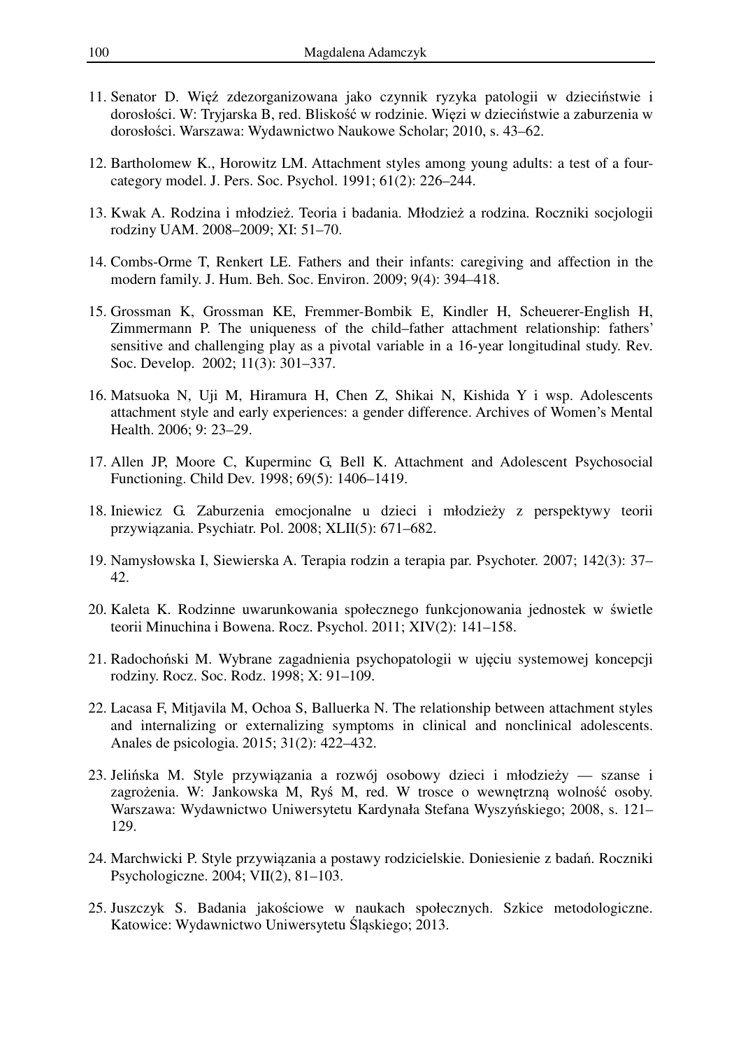11. Senator D. Więź zdezorganizowana jako czynnik ryzyka patologii w dzieciństwie i dorosłości. W: Tryjarska B, red. Bliskość w rodzinie. Więzi w dzieciństwie a zaburzenia w dorosłości. Warszawa: Wydawnictwo Naukowe Scholar; 2010, s. 43–62.

12. Bartholomew K., Horowitz LM. Attachment styles among young adults: a test of a four-category model. J. Pers. Soc. Psychol. 1991; 61(2): 226–244.

13. Kwak A. Rodzina i młodzież. Teoria i badania. Młodzież a rodzina. Roczniki socjologii rodziny UAM. 2008–2009; XI: 51–70.

14. Combs-Orme T, Renkert LE. Fathers and their infants: caregiving and affection in the modern family. J. Hum. Beh. Soc. Environ. 2009; 9(4): 394–418.

15. Grossman K, Grossman KE, Fremmer-Bombik E, Kindler H, Scheuerer-English H, Zimmermann P. The uniqueness of the child–father attachment relationship: fathers' sensitive and challenging play as a pivotal variable in a 16-year longitudinal study. Rev. Soc. Develop. 2002; 11(3): 301–337.

16. Matsuoka N, Uji M, Hiramura H, Chen Z, Shikai N, Kishida Y i wsp. Adolescents attachment style and early experiences: a gender difference. Archives of Women's Mental Health. 2006; 9: 23–29.

17. Allen JP, Moore C, Kuperminc G, Bell K. Attachment and Adolescent Psychosocial Functioning. Child Dev. 1998; 69(5): 1406–1419.

18. Iniewicz G. Zaburzenia emocjonalne u dzieci i młodzieży z perspektywy teorii przywiązania. Psychiatr. Pol. 2008; XLII(5): 671–682.

19. Namysłowska I, Siewierska A. Terapia rodzin a terapia par. Psychoter. 2007; 142(3): 37–42.

20. Kaleta K. Rodzinne uwarunkowania społecznego funkcjonowania jednostek w świetle teorii Minuchina i Bowena. Rocz. Psychol. 2011; XIV(2): 141–158.

21. Radochoński M. Wybrane zagadnienia psychopatologii w ujęciu systemowej koncepcji rodziny. Rocz. Soc. Rodz. 1998; X: 91–109.

22. Lacasa F, Mitjavila M, Ochoa S, Balluerka N. The relationship between attachment styles and internalizing or externalizing symptoms in clinical and nonclinical adolescents. Anales de psicologia. 2015; 31(2): 422–432.

23. Jelińska M. Style przywiązania a rozwój osobowy dzieci i młodzieży — szanse i zagrożenia. W: Jankowska M, Ryś M, red. W trosce o wewnętrzną wolność osoby. Warszawa: Wydawnictwo Uniwersytetu Kardynała Stefana Wyszyńskiego; 2008, s. 121–129.

24. Marchwicki P. Style przywiązania a postawy rodzicielskie. Doniesienie z badań. Roczniki Psychologiczne. 2004; VII(2), 81–103.

25. Juszczyk S. Badania jakościowe w naukach społecznych. Szkice metodologiczne. Katowice: Wydawnictwo Uniwersytetu Śląskiego; 2013.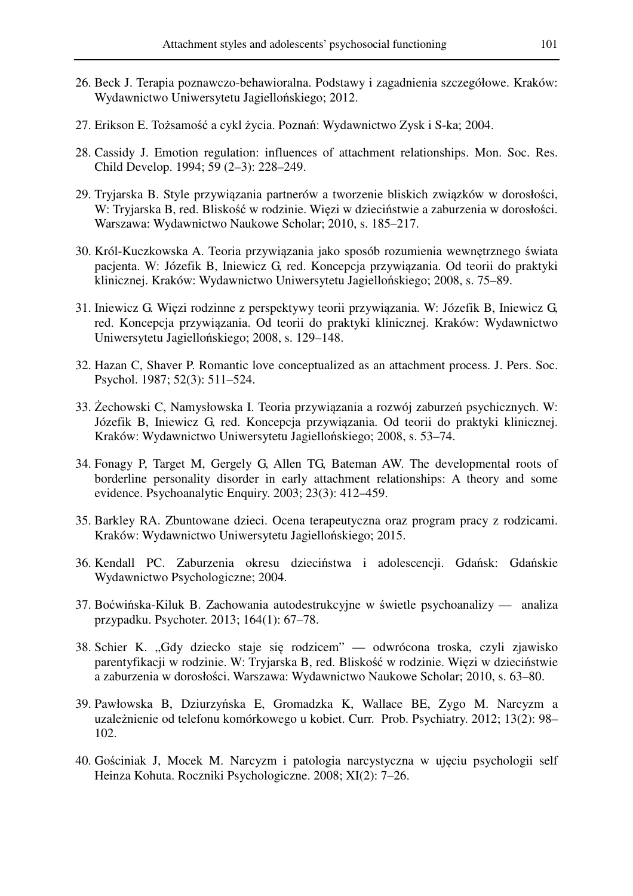26. Beck J. Terapia poznawczo-behawioralna. Podstawy i zagadnienia szczegółowe. Kraków: Wydawnictwo Uniwersytetu Jagiellońskiego; 2012.

27. Erikson E. Tożsamość a cykl życia. Poznań: Wydawnictwo Zysk i S-ka; 2004.

28. Cassidy J. Emotion regulation: influences of attachment relationships. Mon. Soc. Res. Child Develop. 1994; 59 (2–3): 228–249.

29. Tryjarska B. Style przywiązania partnerów a tworzenie bliskich związków w dorosłości, W: Tryjarska B, red. Bliskość w rodzinie. Więzi w dzieciństwie a zaburzenia w dorosłości. Warszawa: Wydawnictwo Naukowe Scholar; 2010, s. 185–217.

30. Król-Kuczkowska A. Teoria przywiązania jako sposób rozumienia wewnętrznego świata pacjenta. W: Józefik B, Iniewicz G, red. Koncepcja przywiązania. Od teorii do praktyki klinicznej. Kraków: Wydawnictwo Uniwersytetu Jagiellońskiego; 2008, s. 75–89.

31. Iniewicz G. Więzi rodzinne z perspektywy teorii przywiązania. W: Józefik B, Iniewicz G, red. Koncepcja przywiązania. Od teorii do praktyki klinicznej. Kraków: Wydawnictwo Uniwersytetu Jagiellońskiego; 2008, s. 129–148.

32. Hazan C, Shaver P. Romantic love conceptualized as an attachment process. J. Pers. Soc. Psychol. 1987; 52(3): 511–524.

33. Żechowski C, Namysłowska I. Teoria przywiązania a rozwój zaburzeń psychicznych. W: Józefik B, Iniewicz G, red. Koncepcja przywiązania. Od teorii do praktyki klinicznej. Kraków: Wydawnictwo Uniwersytetu Jagiellońskiego; 2008, s. 53–74.

34. Fonagy P, Target M, Gergely G, Allen TG, Bateman AW. The developmental roots of borderline personality disorder in early attachment relationships: A theory and some evidence. Psychoanalytic Enquiry. 2003; 23(3): 412–459.

35. Barkley RA. Zbuntowane dzieci. Ocena terapeutyczna oraz program pracy z rodzicami. Kraków: Wydawnictwo Uniwersytetu Jagiellońskiego; 2015.

36. Kendall PC. Zaburzenia okresu dzieciństwa i adolescencji. Gdańsk: Gdańskie Wydawnictwo Psychologiczne; 2004.

37. Boćwińska-Kiluk B. Zachowania autodestrukcyjne w świetle psychoanalizy — analiza przypadku. Psychoter. 2013; 164(1): 67–78.

38. Schier K. „Gdy dziecko staje się rodzicem" — odwrócona troska, czyli zjawisko parentyfikacji w rodzinie. W: Tryjarska B, red. Bliskość w rodzinie. Więzi w dzieciństwie a zaburzenia w dorosłości. Warszawa: Wydawnictwo Naukowe Scholar; 2010, s. 63–80.

39. Pawłowska B, Dziurzyńska E, Gromadzka K, Wallace BE, Zygo M. Narcyzm a uzależnienie od telefonu komórkowego u kobiet. Curr. Prob. Psychiatry. 2012; 13(2): 98–102.

40. Gościniak J, Mocek M. Narcyzm i patologia narcystyczna w ujęciu psychologii self Heinza Kohuta. Roczniki Psychologiczne. 2008; XI(2): 7–26.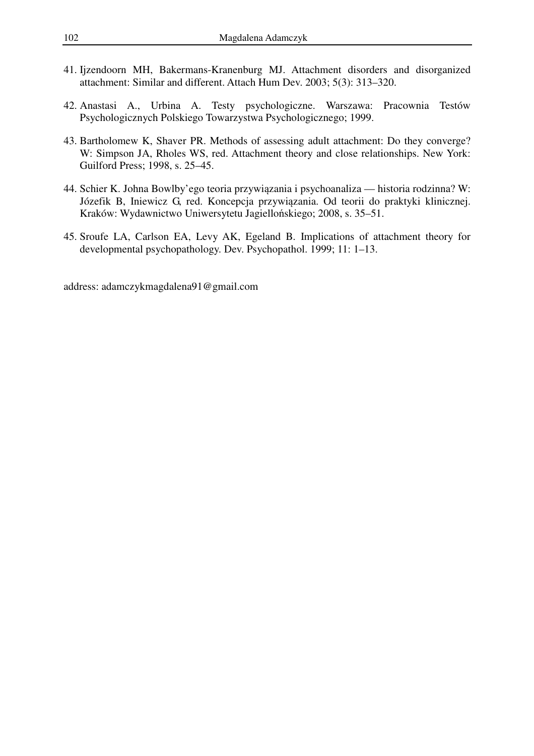41. Ijzendoorn MH, Bakermans-Kranenburg MJ. Attachment disorders and disorganized attachment: Similar and different. Attach Hum Dev. 2003; 5(3): 313–320.

42. Anastasi A., Urbina A. Testy psychologiczne. Warszawa: Pracownia Testów Psychologicznych Polskiego Towarzystwa Psychologicznego; 1999.

43. Bartholomew K, Shaver PR. Methods of assessing adult attachment: Do they converge? W: Simpson JA, Rholes WS, red. Attachment theory and close relationships. New York: Guilford Press; 1998, s. 25–45.

44. Schier K. Johna Bowlby'ego teoria przywiązania i psychoanaliza — historia rodzinna? W: Józefik B, Iniewicz G, red. Koncepcja przywiązania. Od teorii do praktyki klinicznej. Kraków: Wydawnictwo Uniwersytetu Jagiellońskiego; 2008, s. 35–51.

45. Sroufe LA, Carlson EA, Levy AK, Egeland B. Implications of attachment theory for developmental psychopathology. Dev. Psychopathol. 1999; 11: 1–13.

address: adamczykmagdalena91@gmail.com